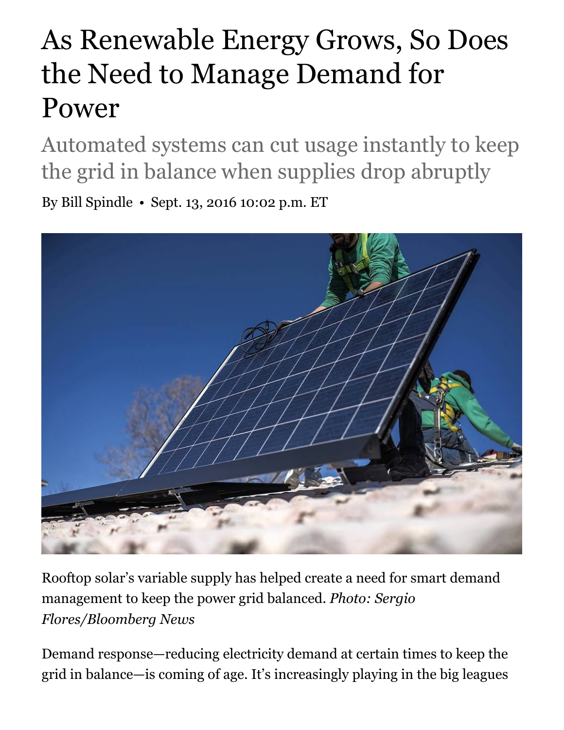# As Renewable Energy Grows, So Does the Need to Manage Demand for Power

## Automated systems can cut usage instantly to keep the grid in balance when supplies drop abruptly

By Bill Spindle • Sept. 13, 2016 10:02 p.m. ET

Rooftop solar's variable supply has helped create a need for smart demand management to keep the power grid balanced. *Photo: Sergio Flores/Bloomberg News*

Demand response—reducing electricity demand at certain times to keep the grid in balance—is coming of age. It's increasingly playing in the big leagues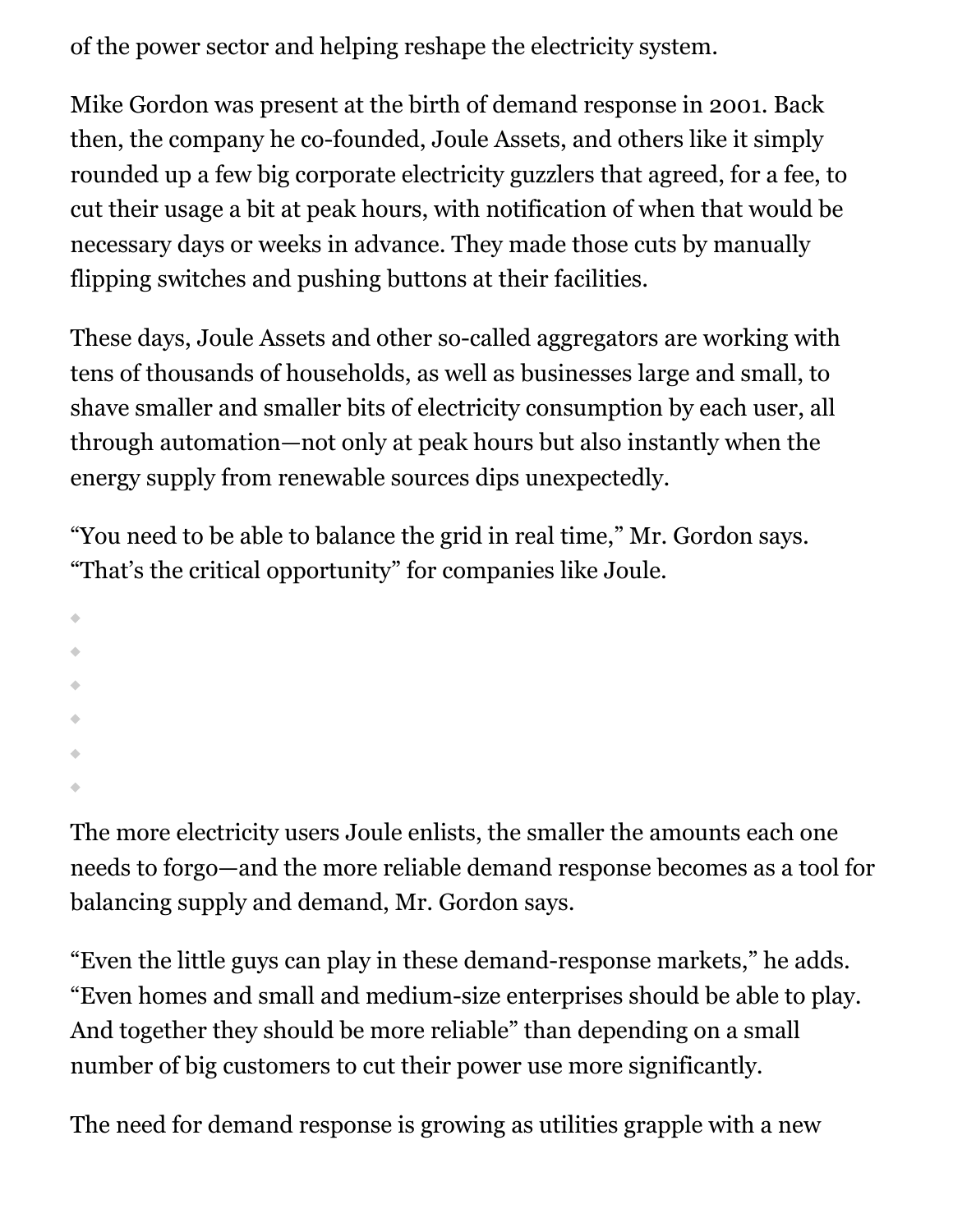of the power sector and helping reshape the electricity system.

Mike Gordon was present at the birth of demand response in 2001. Back then, the company he co-founded, Joule Assets, and others like it simply rounded up a few big corporate electricity guzzlers that agreed, for a fee, to cut their usage a bit at peak hours, with notification of when that would be necessary days or weeks in advance. They made those cuts by manually flipping switches and pushing buttons at their facilities.

These days, Joule Assets and other so-called aggregators are working with tens of thousands of households, as well as businesses large and small, to shave smaller and smaller bits of electricity consumption by each user, all through automation—not only at peak hours but also instantly when the energy supply from renewable sources dips unexpectedly.

"You need to be able to balance the grid in real time," Mr. Gordon says. "That's the critical opportunity" for companies like Joule.

The more electricity users Joule enlists, the smaller the amounts each one needs to forgo—and the more reliable demand response becomes as a tool for balancing supply and demand, Mr. Gordon says.

"Even the little guys can play in these demand-response markets," he adds. "Even homes and small and medium-size enterprises should be able to play. And together they should be more reliable" than depending on a small number of big customers to cut their power use more significantly.

The need for demand response is growing as utilities grapple with a new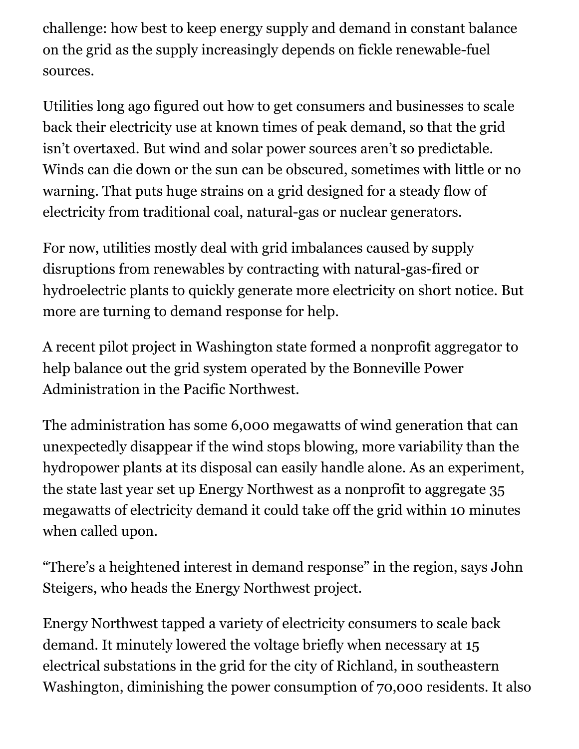challenge: how best to keep energy supply and demand in constant balance on the grid as the supply increasingly depends on fickle renewable-fuel sources.

Utilities long ago figured out how to get consumers and businesses to scale back their electricity use at known times of peak demand, so that the grid isn't overtaxed. But wind and solar power sources aren't so predictable. Winds can die down or the sun can be obscured, sometimes with little or no warning. That puts huge strains on a grid designed for a steady flow of electricity from traditional coal, natural-gas or nuclear generators.

For now, utilities mostly deal with grid imbalances caused by supply disruptions from renewables by contracting with natural-gas-fired or hydroelectric plants to quickly generate more electricity on short notice. But more are turning to demand response for help.

A recent pilot project in Washington state formed a nonprofit aggregator to help balance out the grid system operated by the Bonneville Power Administration in the Pacific Northwest.

The administration has some 6,000 megawatts of wind generation that can unexpectedly disappear if the wind stops blowing, more variability than the hydropower plants at its disposal can easily handle alone. As an experiment, the state last year set up Energy Northwest as a nonprofit to aggregate 35 megawatts of electricity demand it could take off the grid within 10 minutes when called upon.

"There's a heightened interest in demand response" in the region, says John Steigers, who heads the Energy Northwest project.

Energy Northwest tapped a variety of electricity consumers to scale back demand. It minutely lowered the voltage briefly when necessary at 15 electrical substations in the grid for the city of Richland, in southeastern Washington, diminishing the power consumption of 70,000 residents. It also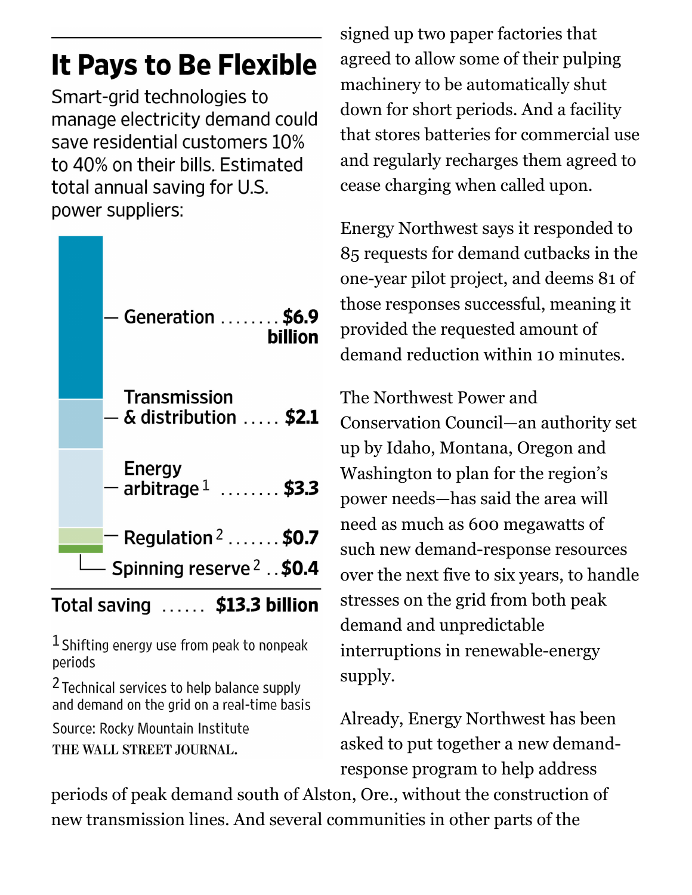## It Pays to Be Flexible

Smart-grid technologies to manage electricity demand could save residential customers 10% to 40% on their bills. Estimated total annual saving for U.S. power suppliers:

| Category | Saving |
|---|---|
| Generation | $6.9 billion |
| Transmission & distribution | $2.1 |
| Energy arbitrage[1] | $3.3 |
| Regulation[2] | $0.7 |
| Spinning reserve[2] | $0.4 |
| **Total saving** | **$13.3 billion** |

[1] Shifting energy use from peak to nonpeak periods

[2] Technical services to help balance supply and demand on the grid on a real-time basis

Source: Rocky Mountain Institute

THE WALL STREET JOURNAL.

signed up two paper factories that agreed to allow some of their pulping machinery to be automatically shut down for short periods. And a facility that stores batteries for commercial use and regularly recharges them agreed to cease charging when called upon.

Energy Northwest says it responded to 85 requests for demand cutbacks in the one-year pilot project, and deems 81 of those responses successful, meaning it provided the requested amount of demand reduction within 10 minutes.

The Northwest Power and Conservation Council—an authority set up by Idaho, Montana, Oregon and Washington to plan for the region's power needs—has said the area will need as much as 600 megawatts of such new demand-response resources over the next five to six years, to handle stresses on the grid from both peak demand and unpredictable interruptions in renewable-energy supply.

Already, Energy Northwest has been asked to put together a new demand-response program to help address periods of peak demand south of Alston, Ore., without the construction of new transmission lines. And several communities in other parts of the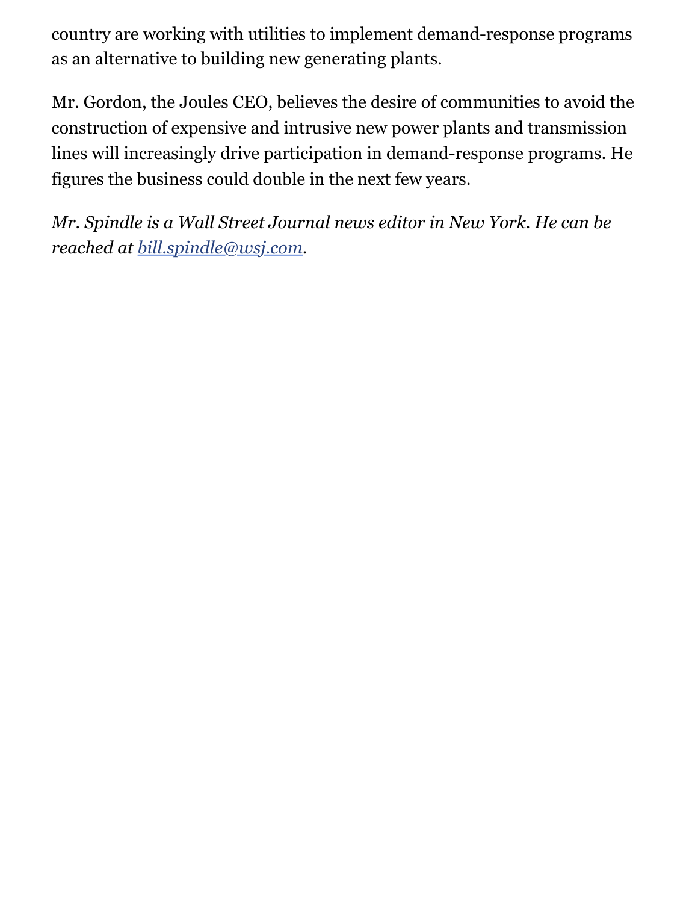country are working with utilities to implement demand-response programs as an alternative to building new generating plants.

Mr. Gordon, the Joules CEO, believes the desire of communities to avoid the construction of expensive and intrusive new power plants and transmission lines will increasingly drive participation in demand-response programs. He figures the business could double in the next few years.

*Mr. Spindle is a Wall Street Journal news editor in New York. He can be reached at [bill.spindle@wsj.com](mailto:bill.spindle@wsj.com).*